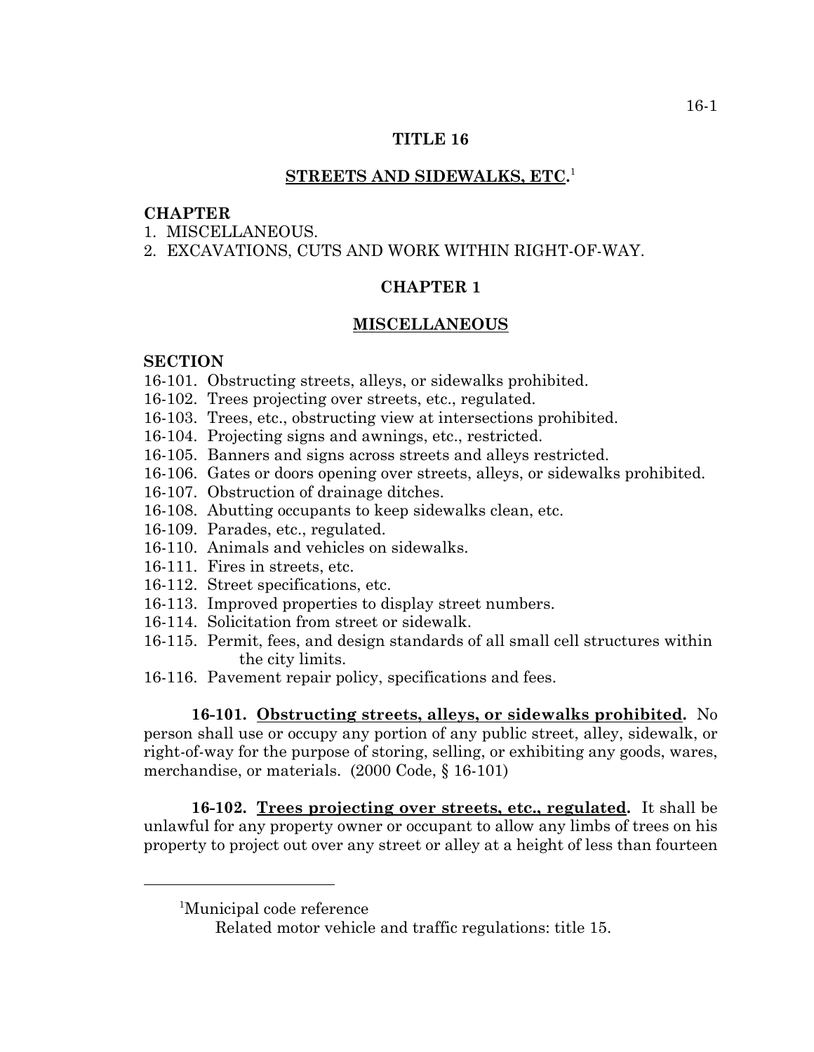# TITLE 16

## STREETS AND SIDEWALKS, ETC.[1]

**CHAPTER**

1. MISCELLANEOUS.
2. EXCAVATIONS, CUTS AND WORK WITHIN RIGHT-OF-WAY.

## CHAPTER 1

## MISCELLANEOUS

**SECTION**

16-101. Obstructing streets, alleys, or sidewalks prohibited.
16-102. Trees projecting over streets, etc., regulated.
16-103. Trees, etc., obstructing view at intersections prohibited.
16-104. Projecting signs and awnings, etc., restricted.
16-105. Banners and signs across streets and alleys restricted.
16-106. Gates or doors opening over streets, alleys, or sidewalks prohibited.
16-107. Obstruction of drainage ditches.
16-108. Abutting occupants to keep sidewalks clean, etc.
16-109. Parades, etc., regulated.
16-110. Animals and vehicles on sidewalks.
16-111. Fires in streets, etc.
16-112. Street specifications, etc.
16-113. Improved properties to display street numbers.
16-114. Solicitation from street or sidewalk.
16-115. Permit, fees, and design standards of all small cell structures within the city limits.
16-116. Pavement repair policy, specifications and fees.

**16-101. Obstructing streets, alleys, or sidewalks prohibited.** No person shall use or occupy any portion of any public street, alley, sidewalk, or right-of-way for the purpose of storing, selling, or exhibiting any goods, wares, merchandise, or materials. (2000 Code, § 16-101)

**16-102. Trees projecting over streets, etc., regulated.** It shall be unlawful for any property owner or occupant to allow any limbs of trees on his property to project out over any street or alley at a height of less than fourteen

---

[1]Municipal code reference

Related motor vehicle and traffic regulations: title 15.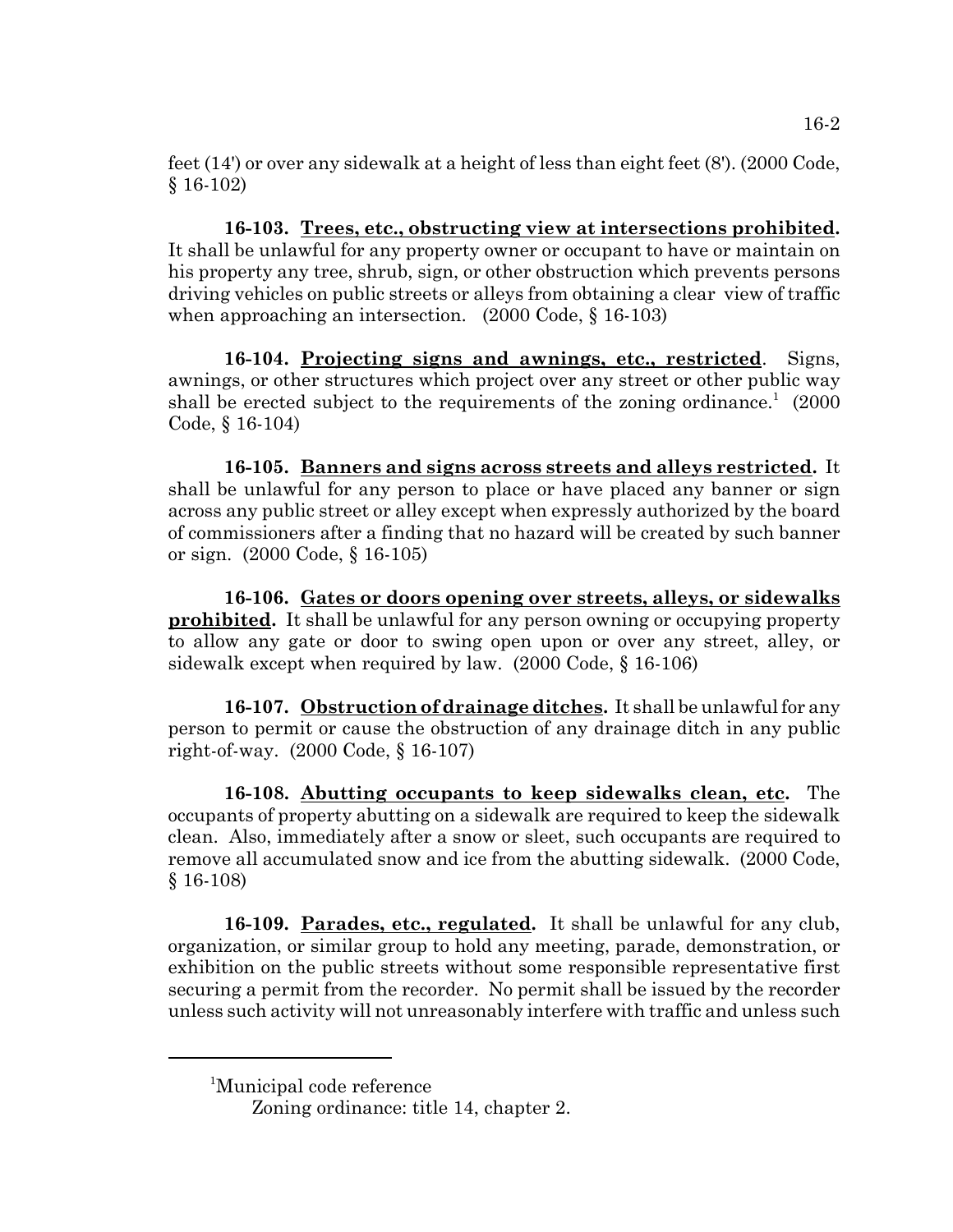feet (14') or over any sidewalk at a height of less than eight feet (8'). (2000 Code, § 16-102)

**16-103. Trees, etc., obstructing view at intersections prohibited.** It shall be unlawful for any property owner or occupant to have or maintain on his property any tree, shrub, sign, or other obstruction which prevents persons driving vehicles on public streets or alleys from obtaining a clear view of traffic when approaching an intersection. (2000 Code, § 16-103)

**16-104. Projecting signs and awnings, etc., restricted**. Signs, awnings, or other structures which project over any street or other public way shall be erected subject to the requirements of the zoning ordinance.[1] (2000 Code, § 16-104)

**16-105. Banners and signs across streets and alleys restricted.** It shall be unlawful for any person to place or have placed any banner or sign across any public street or alley except when expressly authorized by the board of commissioners after a finding that no hazard will be created by such banner or sign. (2000 Code, § 16-105)

**16-106. Gates or doors opening over streets, alleys, or sidewalks prohibited.** It shall be unlawful for any person owning or occupying property to allow any gate or door to swing open upon or over any street, alley, or sidewalk except when required by law. (2000 Code, § 16-106)

**16-107. Obstruction of drainage ditches.** It shall be unlawful for any person to permit or cause the obstruction of any drainage ditch in any public right-of-way. (2000 Code, § 16-107)

**16-108. Abutting occupants to keep sidewalks clean, etc.** The occupants of property abutting on a sidewalk are required to keep the sidewalk clean. Also, immediately after a snow or sleet, such occupants are required to remove all accumulated snow and ice from the abutting sidewalk. (2000 Code, § 16-108)

**16-109. Parades, etc., regulated.** It shall be unlawful for any club, organization, or similar group to hold any meeting, parade, demonstration, or exhibition on the public streets without some responsible representative first securing a permit from the recorder. No permit shall be issued by the recorder unless such activity will not unreasonably interfere with traffic and unless such

---

[1]Municipal code reference

Zoning ordinance: title 14, chapter 2.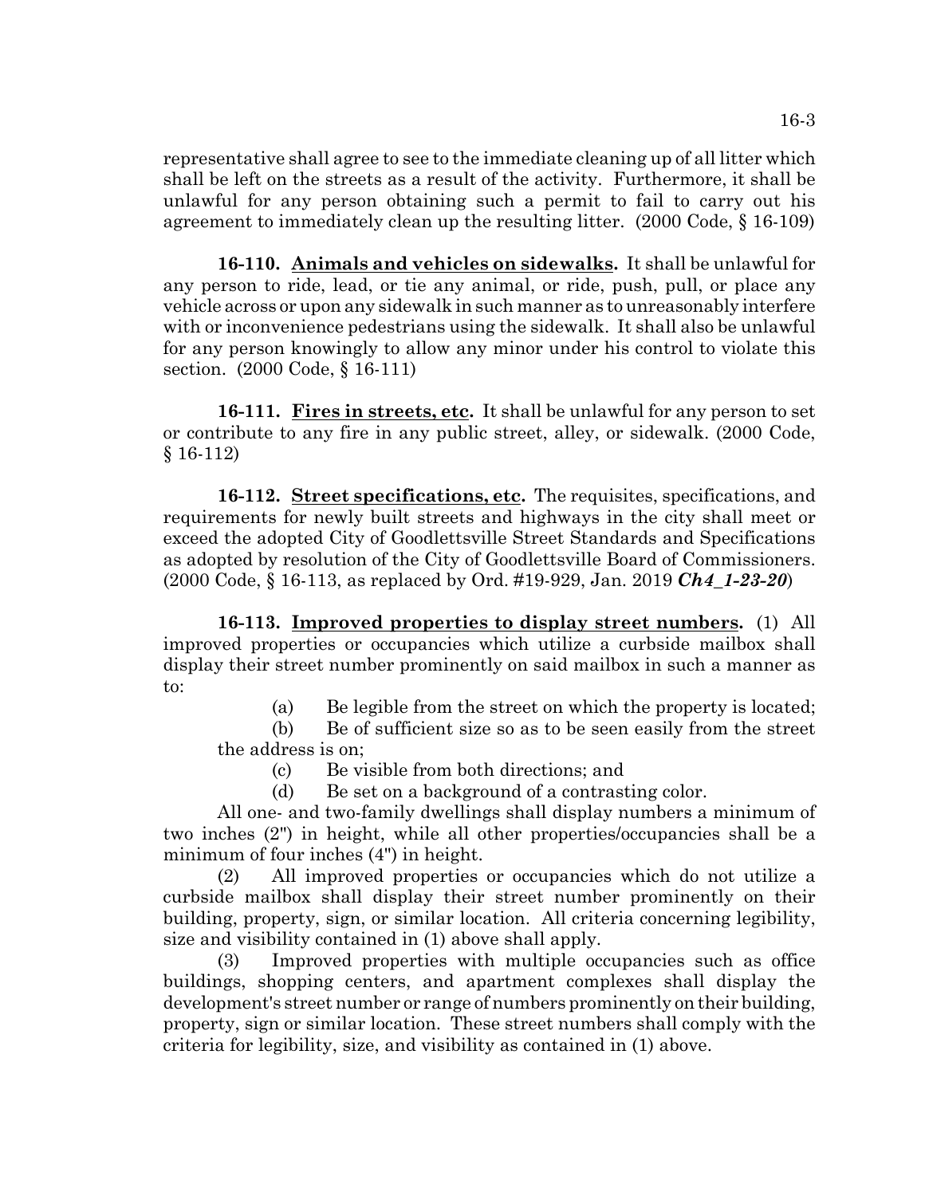representative shall agree to see to the immediate cleaning up of all litter which shall be left on the streets as a result of the activity. Furthermore, it shall be unlawful for any person obtaining such a permit to fail to carry out his agreement to immediately clean up the resulting litter. (2000 Code, § 16-109)

**16-110. Animals and vehicles on sidewalks.** It shall be unlawful for any person to ride, lead, or tie any animal, or ride, push, pull, or place any vehicle across or upon any sidewalk in such manner as to unreasonably interfere with or inconvenience pedestrians using the sidewalk. It shall also be unlawful for any person knowingly to allow any minor under his control to violate this section. (2000 Code, § 16-111)

**16-111. Fires in streets, etc.** It shall be unlawful for any person to set or contribute to any fire in any public street, alley, or sidewalk. (2000 Code, § 16-112)

**16-112. Street specifications, etc.** The requisites, specifications, and requirements for newly built streets and highways in the city shall meet or exceed the adopted City of Goodlettsville Street Standards and Specifications as adopted by resolution of the City of Goodlettsville Board of Commissioners. (2000 Code, § 16-113, as replaced by Ord. #19-929, Jan. 2019 ***Ch4_1-23-20***)

**16-113. Improved properties to display street numbers.** (1) All improved properties or occupancies which utilize a curbside mailbox shall display their street number prominently on said mailbox in such a manner as to:

(a) Be legible from the street on which the property is located;

(b) Be of sufficient size so as to be seen easily from the street the address is on;

(c) Be visible from both directions; and

(d) Be set on a background of a contrasting color.

All one- and two-family dwellings shall display numbers a minimum of two inches (2") in height, while all other properties/occupancies shall be a minimum of four inches (4") in height.

(2) All improved properties or occupancies which do not utilize a curbside mailbox shall display their street number prominently on their building, property, sign, or similar location. All criteria concerning legibility, size and visibility contained in (1) above shall apply.

(3) Improved properties with multiple occupancies such as office buildings, shopping centers, and apartment complexes shall display the development's street number or range of numbers prominently on their building, property, sign or similar location. These street numbers shall comply with the criteria for legibility, size, and visibility as contained in (1) above.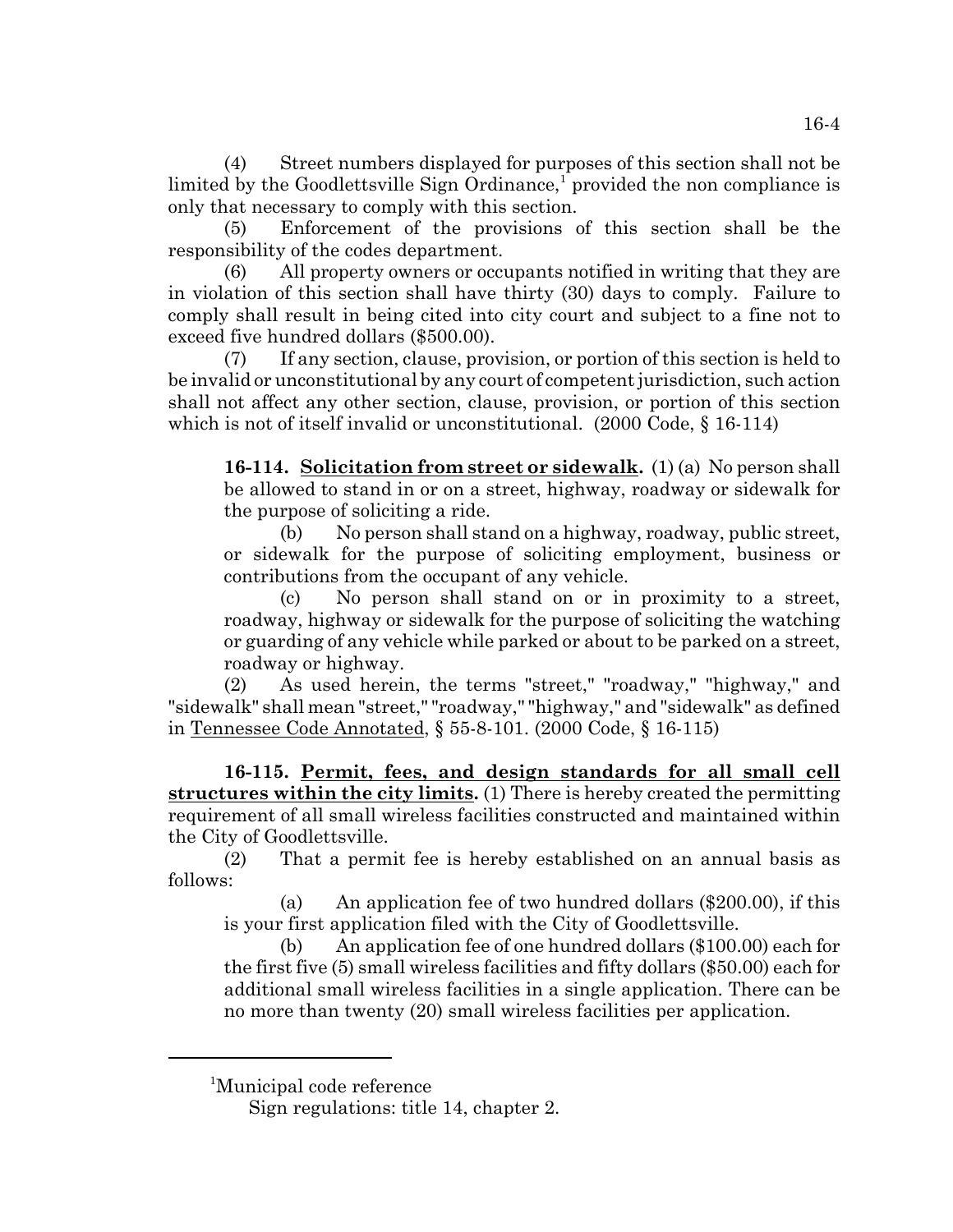(4) Street numbers displayed for purposes of this section shall not be limited by the Goodlettsville Sign Ordinance,[1] provided the non compliance is only that necessary to comply with this section.

(5) Enforcement of the provisions of this section shall be the responsibility of the codes department.

(6) All property owners or occupants notified in writing that they are in violation of this section shall have thirty (30) days to comply. Failure to comply shall result in being cited into city court and subject to a fine not to exceed five hundred dollars ($500.00).

(7) If any section, clause, provision, or portion of this section is held to be invalid or unconstitutional by any court of competent jurisdiction, such action shall not affect any other section, clause, provision, or portion of this section which is not of itself invalid or unconstitutional. (2000 Code, § 16-114)

**16-114. Solicitation from street or sidewalk.** (1) (a) No person shall be allowed to stand in or on a street, highway, roadway or sidewalk for the purpose of soliciting a ride.

(b) No person shall stand on a highway, roadway, public street, or sidewalk for the purpose of soliciting employment, business or contributions from the occupant of any vehicle.

(c) No person shall stand on or in proximity to a street, roadway, highway or sidewalk for the purpose of soliciting the watching or guarding of any vehicle while parked or about to be parked on a street, roadway or highway.

(2) As used herein, the terms "street," "roadway," "highway," and "sidewalk" shall mean "street," "roadway," "highway," and "sidewalk" as defined in Tennessee Code Annotated, § 55-8-101. (2000 Code, § 16-115)

**16-115. Permit, fees, and design standards for all small cell structures within the city limits.** (1) There is hereby created the permitting requirement of all small wireless facilities constructed and maintained within the City of Goodlettsville.

(2) That a permit fee is hereby established on an annual basis as follows:

(a) An application fee of two hundred dollars ($200.00), if this is your first application filed with the City of Goodlettsville.

(b) An application fee of one hundred dollars ($100.00) each for the first five (5) small wireless facilities and fifty dollars ($50.00) each for additional small wireless facilities in a single application. There can be no more than twenty (20) small wireless facilities per application.

---

[1]Municipal code reference
Sign regulations: title 14, chapter 2.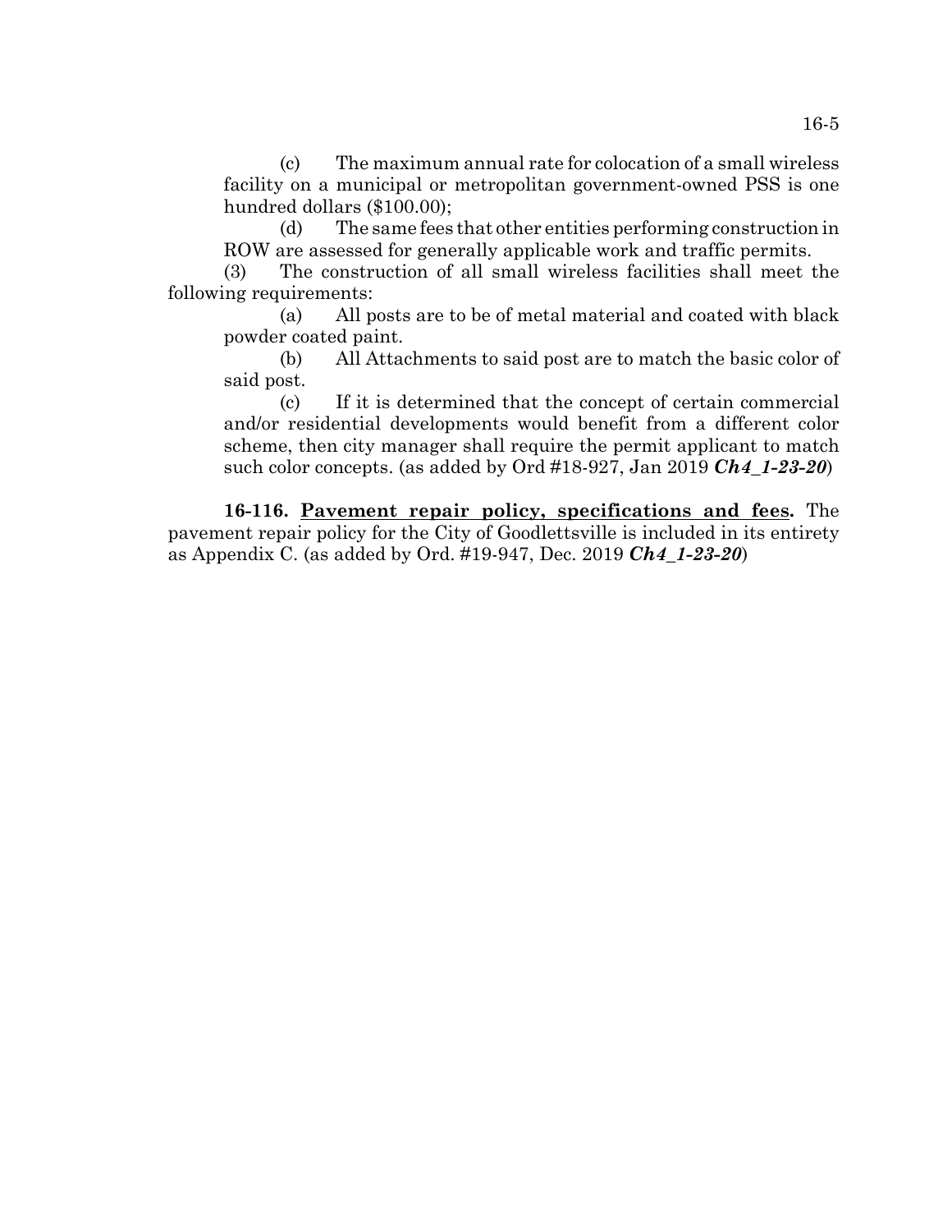(c) The maximum annual rate for colocation of a small wireless facility on a municipal or metropolitan government-owned PSS is one hundred dollars ($100.00);

(d) The same fees that other entities performing construction in ROW are assessed for generally applicable work and traffic permits.

(3) The construction of all small wireless facilities shall meet the following requirements:

(a) All posts are to be of metal material and coated with black powder coated paint.

(b) All Attachments to said post are to match the basic color of said post.

(c) If it is determined that the concept of certain commercial and/or residential developments would benefit from a different color scheme, then city manager shall require the permit applicant to match such color concepts. (as added by Ord #18-927, Jan 2019 ***Ch4_1-23-20***)

**16-116. <u>Pavement repair policy, specifications and fees</u>.** The pavement repair policy for the City of Goodlettsville is included in its entirety as Appendix C. (as added by Ord. #19-947, Dec. 2019 ***Ch4_1-23-20***)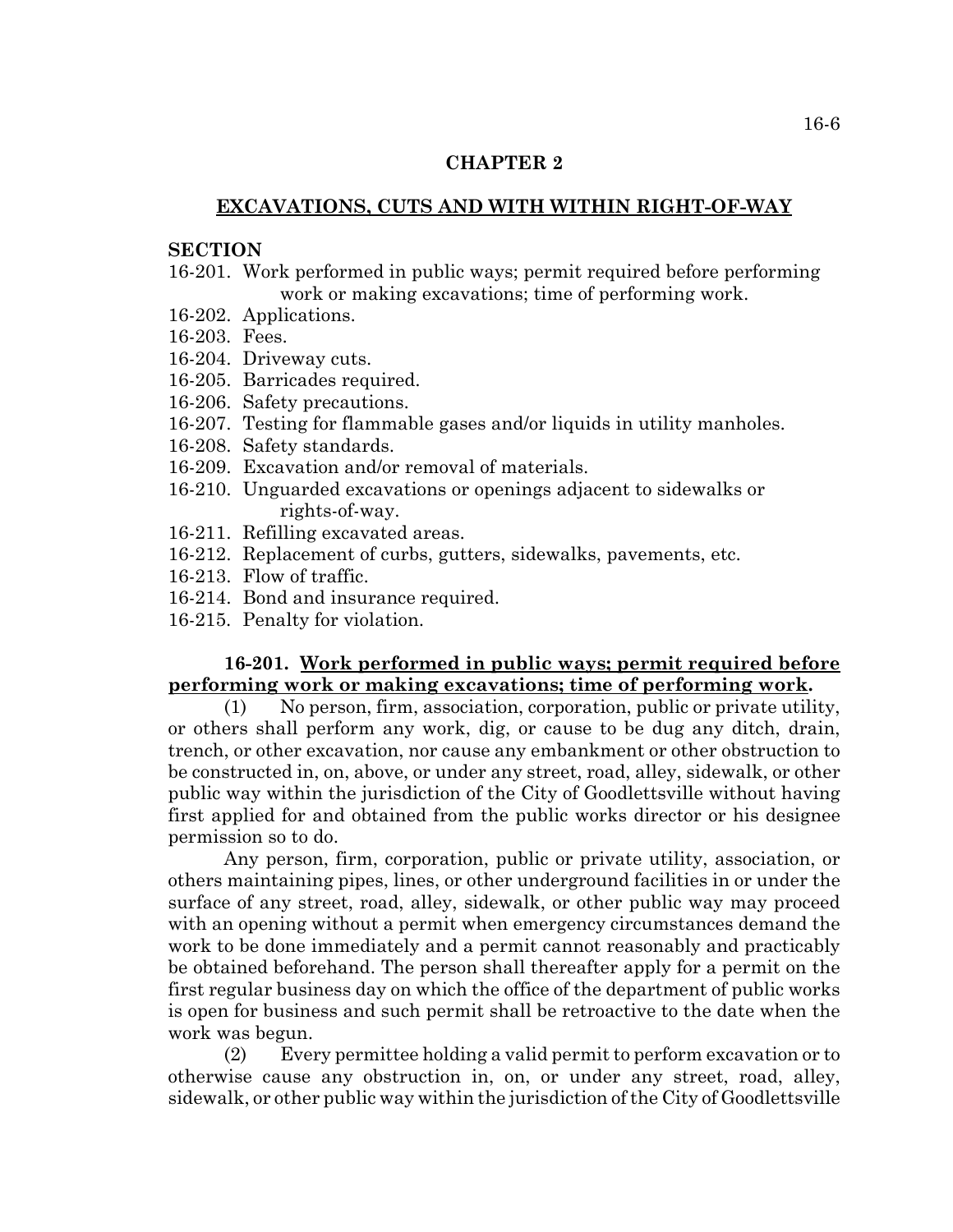# CHAPTER 2

## EXCAVATIONS, CUTS AND WITH WITHIN RIGHT-OF-WAY

**SECTION**

16-201. Work performed in public ways; permit required before performing work or making excavations; time of performing work.
16-202. Applications.
16-203. Fees.
16-204. Driveway cuts.
16-205. Barricades required.
16-206. Safety precautions.
16-207. Testing for flammable gases and/or liquids in utility manholes.
16-208. Safety standards.
16-209. Excavation and/or removal of materials.
16-210. Unguarded excavations or openings adjacent to sidewalks or rights-of-way.
16-211. Refilling excavated areas.
16-212. Replacement of curbs, gutters, sidewalks, pavements, etc.
16-213. Flow of traffic.
16-214. Bond and insurance required.
16-215. Penalty for violation.

**16-201. Work performed in public ways; permit required before performing work or making excavations; time of performing work.**

(1) No person, firm, association, corporation, public or private utility, or others shall perform any work, dig, or cause to be dug any ditch, drain, trench, or other excavation, nor cause any embankment or other obstruction to be constructed in, on, above, or under any street, road, alley, sidewalk, or other public way within the jurisdiction of the City of Goodlettsville without having first applied for and obtained from the public works director or his designee permission so to do.

Any person, firm, corporation, public or private utility, association, or others maintaining pipes, lines, or other underground facilities in or under the surface of any street, road, alley, sidewalk, or other public way may proceed with an opening without a permit when emergency circumstances demand the work to be done immediately and a permit cannot reasonably and practicably be obtained beforehand. The person shall thereafter apply for a permit on the first regular business day on which the office of the department of public works is open for business and such permit shall be retroactive to the date when the work was begun.

(2) Every permittee holding a valid permit to perform excavation or to otherwise cause any obstruction in, on, or under any street, road, alley, sidewalk, or other public way within the jurisdiction of the City of Goodlettsville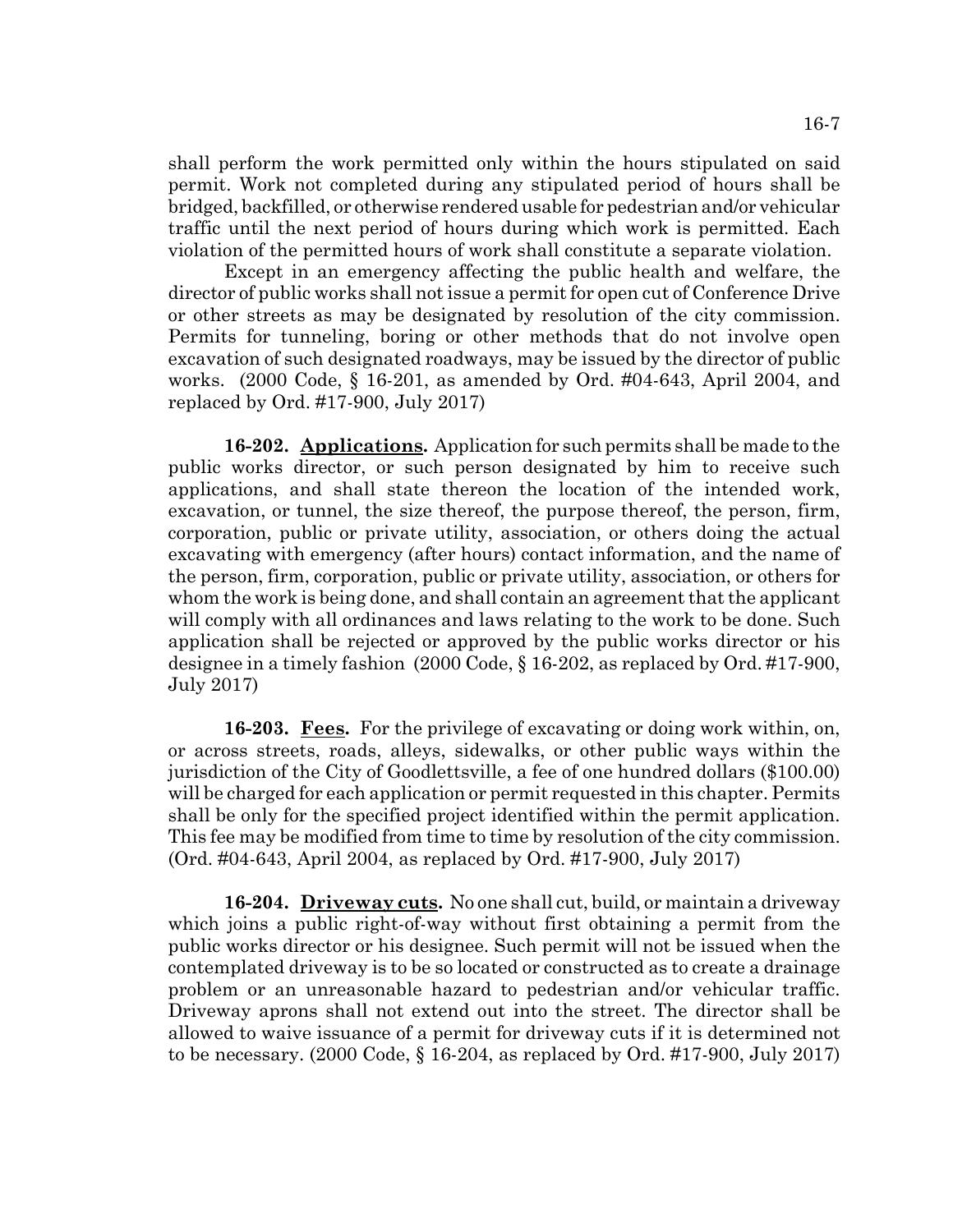shall perform the work permitted only within the hours stipulated on said permit. Work not completed during any stipulated period of hours shall be bridged, backfilled, or otherwise rendered usable for pedestrian and/or vehicular traffic until the next period of hours during which work is permitted. Each violation of the permitted hours of work shall constitute a separate violation.

Except in an emergency affecting the public health and welfare, the director of public works shall not issue a permit for open cut of Conference Drive or other streets as may be designated by resolution of the city commission. Permits for tunneling, boring or other methods that do not involve open excavation of such designated roadways, may be issued by the director of public works. (2000 Code, § 16-201, as amended by Ord. #04-643, April 2004, and replaced by Ord. #17-900, July 2017)

**16-202. Applications.** Application for such permits shall be made to the public works director, or such person designated by him to receive such applications, and shall state thereon the location of the intended work, excavation, or tunnel, the size thereof, the purpose thereof, the person, firm, corporation, public or private utility, association, or others doing the actual excavating with emergency (after hours) contact information, and the name of the person, firm, corporation, public or private utility, association, or others for whom the work is being done, and shall contain an agreement that the applicant will comply with all ordinances and laws relating to the work to be done. Such application shall be rejected or approved by the public works director or his designee in a timely fashion (2000 Code, § 16-202, as replaced by Ord. #17-900, July 2017)

**16-203. Fees.** For the privilege of excavating or doing work within, on, or across streets, roads, alleys, sidewalks, or other public ways within the jurisdiction of the City of Goodlettsville, a fee of one hundred dollars ($100.00) will be charged for each application or permit requested in this chapter. Permits shall be only for the specified project identified within the permit application. This fee may be modified from time to time by resolution of the city commission. (Ord. #04-643, April 2004, as replaced by Ord. #17-900, July 2017)

**16-204. Driveway cuts.** No one shall cut, build, or maintain a driveway which joins a public right-of-way without first obtaining a permit from the public works director or his designee. Such permit will not be issued when the contemplated driveway is to be so located or constructed as to create a drainage problem or an unreasonable hazard to pedestrian and/or vehicular traffic. Driveway aprons shall not extend out into the street. The director shall be allowed to waive issuance of a permit for driveway cuts if it is determined not to be necessary. (2000 Code, § 16-204, as replaced by Ord. #17-900, July 2017)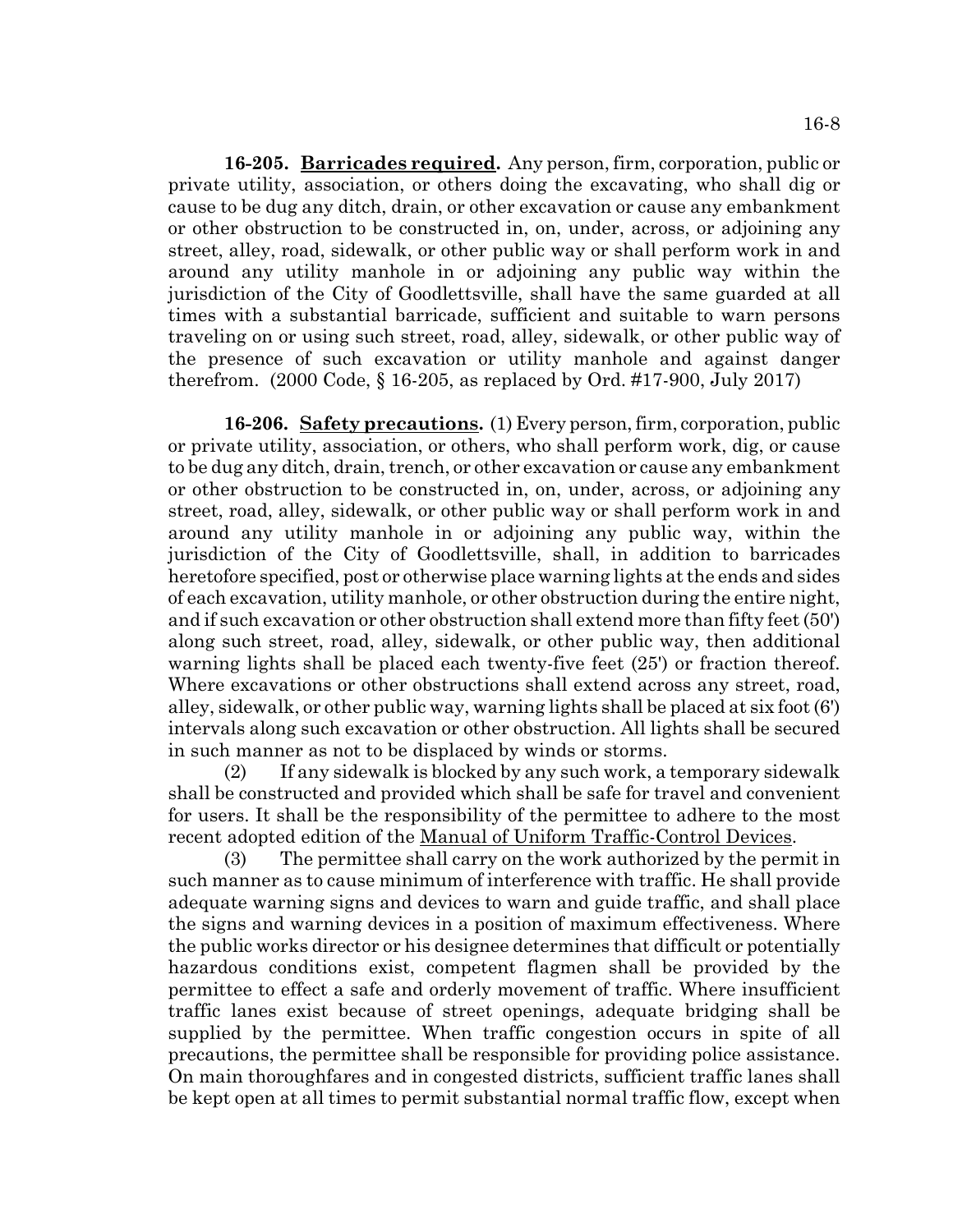**16-205. Barricades required.** Any person, firm, corporation, public or private utility, association, or others doing the excavating, who shall dig or cause to be dug any ditch, drain, or other excavation or cause any embankment or other obstruction to be constructed in, on, under, across, or adjoining any street, alley, road, sidewalk, or other public way or shall perform work in and around any utility manhole in or adjoining any public way within the jurisdiction of the City of Goodlettsville, shall have the same guarded at all times with a substantial barricade, sufficient and suitable to warn persons traveling on or using such street, road, alley, sidewalk, or other public way of the presence of such excavation or utility manhole and against danger therefrom. (2000 Code, § 16-205, as replaced by Ord. #17-900, July 2017)

**16-206. Safety precautions.** (1) Every person, firm, corporation, public or private utility, association, or others, who shall perform work, dig, or cause to be dug any ditch, drain, trench, or other excavation or cause any embankment or other obstruction to be constructed in, on, under, across, or adjoining any street, road, alley, sidewalk, or other public way or shall perform work in and around any utility manhole in or adjoining any public way, within the jurisdiction of the City of Goodlettsville, shall, in addition to barricades heretofore specified, post or otherwise place warning lights at the ends and sides of each excavation, utility manhole, or other obstruction during the entire night, and if such excavation or other obstruction shall extend more than fifty feet (50') along such street, road, alley, sidewalk, or other public way, then additional warning lights shall be placed each twenty-five feet (25') or fraction thereof. Where excavations or other obstructions shall extend across any street, road, alley, sidewalk, or other public way, warning lights shall be placed at six foot (6') intervals along such excavation or other obstruction. All lights shall be secured in such manner as not to be displaced by winds or storms.

(2) If any sidewalk is blocked by any such work, a temporary sidewalk shall be constructed and provided which shall be safe for travel and convenient for users. It shall be the responsibility of the permittee to adhere to the most recent adopted edition of the Manual of Uniform Traffic-Control Devices.

(3) The permittee shall carry on the work authorized by the permit in such manner as to cause minimum of interference with traffic. He shall provide adequate warning signs and devices to warn and guide traffic, and shall place the signs and warning devices in a position of maximum effectiveness. Where the public works director or his designee determines that difficult or potentially hazardous conditions exist, competent flagmen shall be provided by the permittee to effect a safe and orderly movement of traffic. Where insufficient traffic lanes exist because of street openings, adequate bridging shall be supplied by the permittee. When traffic congestion occurs in spite of all precautions, the permittee shall be responsible for providing police assistance. On main thoroughfares and in congested districts, sufficient traffic lanes shall be kept open at all times to permit substantial normal traffic flow, except when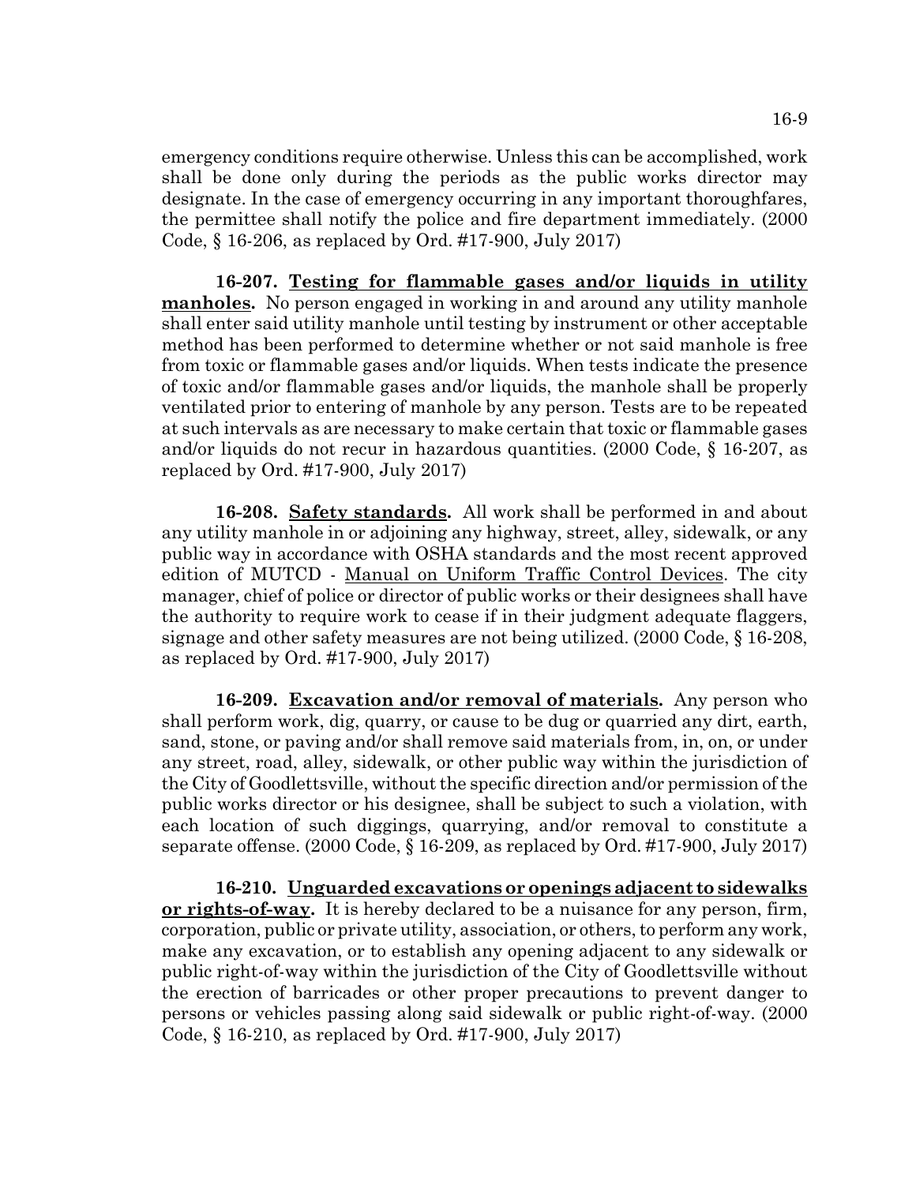emergency conditions require otherwise. Unless this can be accomplished, work shall be done only during the periods as the public works director may designate. In the case of emergency occurring in any important thoroughfares, the permittee shall notify the police and fire department immediately. (2000 Code, § 16-206, as replaced by Ord. #17-900, July 2017)

**16-207. Testing for flammable gases and/or liquids in utility manholes.** No person engaged in working in and around any utility manhole shall enter said utility manhole until testing by instrument or other acceptable method has been performed to determine whether or not said manhole is free from toxic or flammable gases and/or liquids. When tests indicate the presence of toxic and/or flammable gases and/or liquids, the manhole shall be properly ventilated prior to entering of manhole by any person. Tests are to be repeated at such intervals as are necessary to make certain that toxic or flammable gases and/or liquids do not recur in hazardous quantities. (2000 Code, § 16-207, as replaced by Ord. #17-900, July 2017)

**16-208. Safety standards.** All work shall be performed in and about any utility manhole in or adjoining any highway, street, alley, sidewalk, or any public way in accordance with OSHA standards and the most recent approved edition of MUTCD - Manual on Uniform Traffic Control Devices. The city manager, chief of police or director of public works or their designees shall have the authority to require work to cease if in their judgment adequate flaggers, signage and other safety measures are not being utilized. (2000 Code, § 16-208, as replaced by Ord. #17-900, July 2017)

**16-209. Excavation and/or removal of materials.** Any person who shall perform work, dig, quarry, or cause to be dug or quarried any dirt, earth, sand, stone, or paving and/or shall remove said materials from, in, on, or under any street, road, alley, sidewalk, or other public way within the jurisdiction of the City of Goodlettsville, without the specific direction and/or permission of the public works director or his designee, shall be subject to such a violation, with each location of such diggings, quarrying, and/or removal to constitute a separate offense. (2000 Code, § 16-209, as replaced by Ord. #17-900, July 2017)

**16-210. Unguarded excavations or openings adjacent to sidewalks or rights-of-way.** It is hereby declared to be a nuisance for any person, firm, corporation, public or private utility, association, or others, to perform any work, make any excavation, or to establish any opening adjacent to any sidewalk or public right-of-way within the jurisdiction of the City of Goodlettsville without the erection of barricades or other proper precautions to prevent danger to persons or vehicles passing along said sidewalk or public right-of-way. (2000 Code, § 16-210, as replaced by Ord. #17-900, July 2017)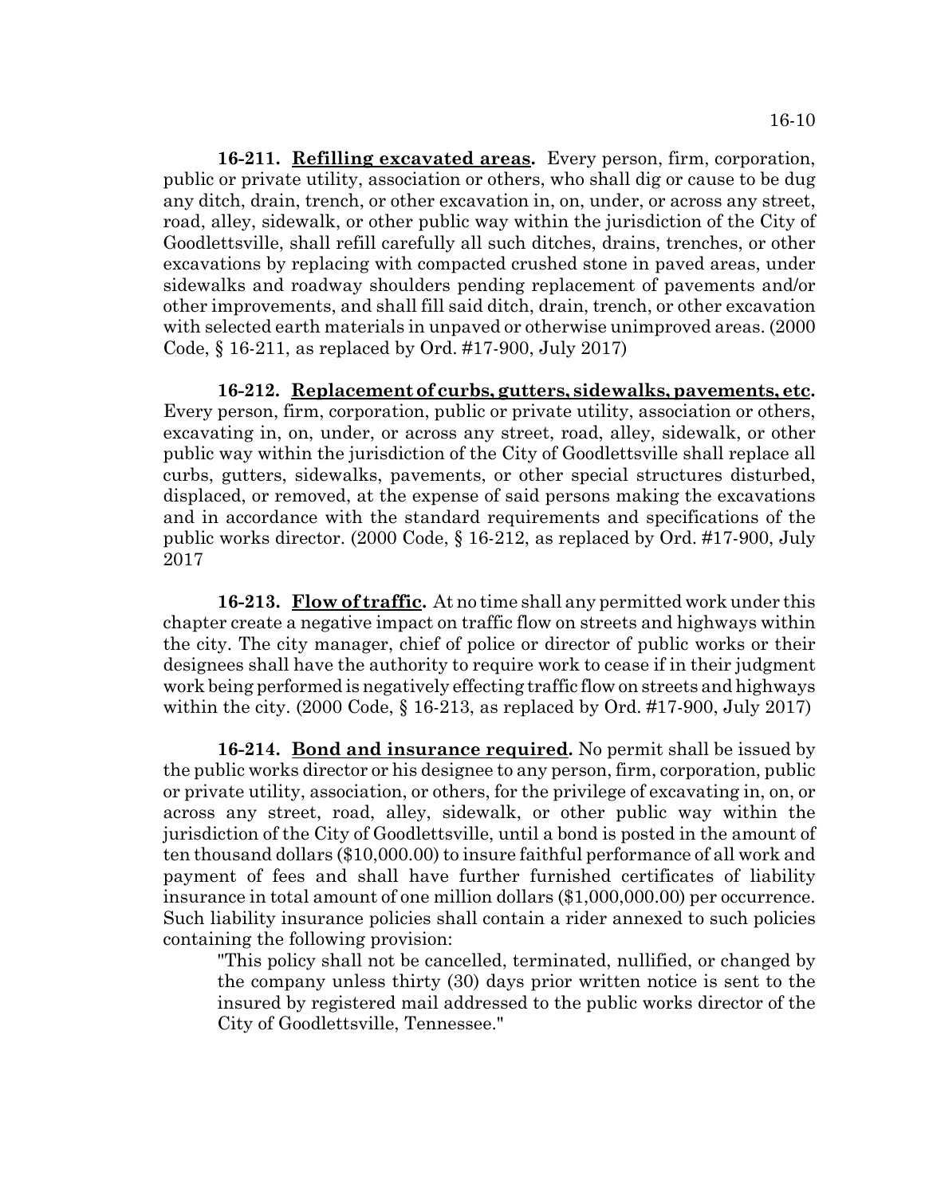**16-211. Refilling excavated areas.** Every person, firm, corporation, public or private utility, association or others, who shall dig or cause to be dug any ditch, drain, trench, or other excavation in, on, under, or across any street, road, alley, sidewalk, or other public way within the jurisdiction of the City of Goodlettsville, shall refill carefully all such ditches, drains, trenches, or other excavations by replacing with compacted crushed stone in paved areas, under sidewalks and roadway shoulders pending replacement of pavements and/or other improvements, and shall fill said ditch, drain, trench, or other excavation with selected earth materials in unpaved or otherwise unimproved areas. (2000 Code, § 16-211, as replaced by Ord. #17-900, July 2017)

**16-212. Replacement of curbs, gutters, sidewalks, pavements, etc.** Every person, firm, corporation, public or private utility, association or others, excavating in, on, under, or across any street, road, alley, sidewalk, or other public way within the jurisdiction of the City of Goodlettsville shall replace all curbs, gutters, sidewalks, pavements, or other special structures disturbed, displaced, or removed, at the expense of said persons making the excavations and in accordance with the standard requirements and specifications of the public works director. (2000 Code, § 16-212, as replaced by Ord. #17-900, July 2017

**16-213. Flow of traffic.** At no time shall any permitted work under this chapter create a negative impact on traffic flow on streets and highways within the city. The city manager, chief of police or director of public works or their designees shall have the authority to require work to cease if in their judgment work being performed is negatively effecting traffic flow on streets and highways within the city. (2000 Code, § 16-213, as replaced by Ord. #17-900, July 2017)

**16-214. Bond and insurance required.** No permit shall be issued by the public works director or his designee to any person, firm, corporation, public or private utility, association, or others, for the privilege of excavating in, on, or across any street, road, alley, sidewalk, or other public way within the jurisdiction of the City of Goodlettsville, until a bond is posted in the amount of ten thousand dollars ($10,000.00) to insure faithful performance of all work and payment of fees and shall have further furnished certificates of liability insurance in total amount of one million dollars ($1,000,000.00) per occurrence. Such liability insurance policies shall contain a rider annexed to such policies containing the following provision:

> "This policy shall not be cancelled, terminated, nullified, or changed by the company unless thirty (30) days prior written notice is sent to the insured by registered mail addressed to the public works director of the City of Goodlettsville, Tennessee."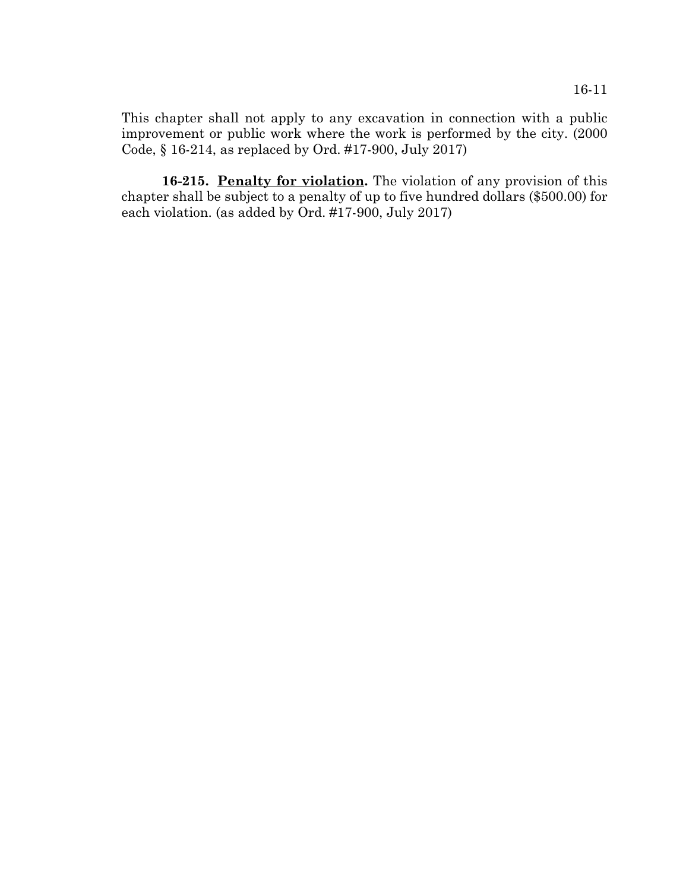This chapter shall not apply to any excavation in connection with a public improvement or public work where the work is performed by the city. (2000 Code, § 16-214, as replaced by Ord. #17-900, July 2017)

**16-215. <u>Penalty for violation</u>.** The violation of any provision of this chapter shall be subject to a penalty of up to five hundred dollars ($500.00) for each violation. (as added by Ord. #17-900, July 2017)